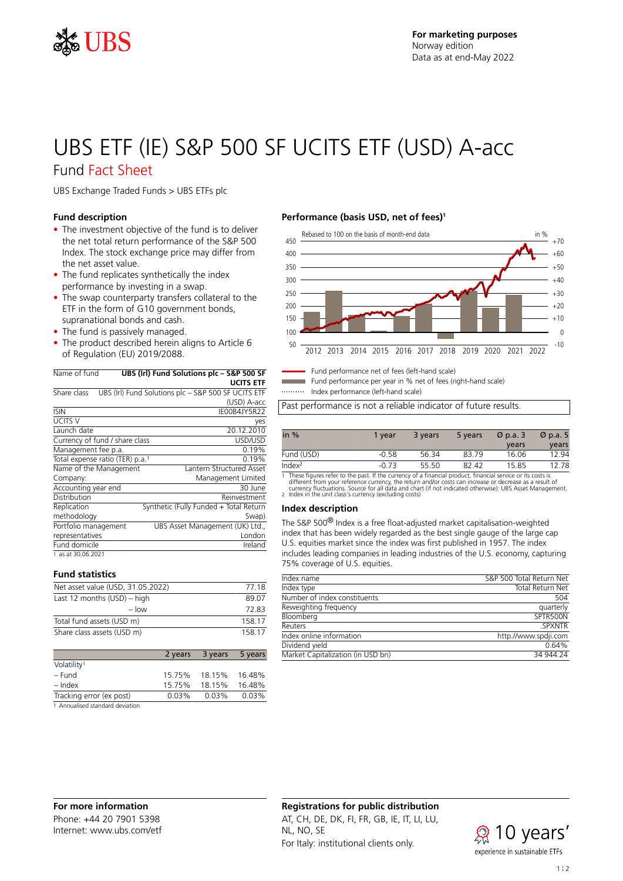For marketing purposes
Norway edition
Data as at end-May 2022

# UBS ETF (IE) S&P 500 SF UCITS ETF (USD) A-acc

## Fund Fact Sheet

UBS Exchange Traded Funds > UBS ETFs plc

### Fund description

- The investment objective of the fund is to deliver the net total return performance of the S&P 500 Index. The stock exchange price may differ from the net asset value.
- The fund replicates synthetically the index performance by investing in a swap.
- The swap counterparty transfers collateral to the ETF in the form of G10 government bonds, supranational bonds and cash.
- The fund is passively managed.
- The product described herein aligns to Article 6 of Regulation (EU) 2019/2088.

| Name of fund | UBS (Irl) Fund Solutions plc – S&P 500 SF UCITS ETF |
|---|---|
| Share class | UBS (Irl) Fund Solutions plc – S&P 500 SF UCITS ETF (USD) A-acc |
| ISIN | IE00B4JY5R22 |
| UCITS V | yes |
| Launch date | 20.12.2010 |
| Currency of fund / share class | USD/USD |
| Management fee p.a. | 0.19% |
| Total expense ratio (TER) p.a.[1] | 0.19% |
| Name of the Management Company: | Lantern Structured Asset Management Limited |
| Accounting year end | 30 June |
| Distribution | Reinvestment |
| Replication methodology | Synthetic (Fully Funded + Total Return Swap) |
| Portfolio management representatives | UBS Asset Management (UK) Ltd., London |
| Fund domicile | Ireland |

1 as at 30.06.2021

### Fund statistics

| | |
|---|---|
| Net asset value (USD, 31.05.2022) | 77.18 |
| Last 12 months (USD) – high | 89.07 |
| – low | 72.83 |
| Total fund assets (USD m) | 158.17 |
| Share class assets (USD m) | 158.17 |

| | 2 years | 3 years | 5 years |
|---|---|---|---|
| Volatility[1] | | | |
| – Fund | 15.75% | 18.15% | 16.48% |
| – Index | 15.75% | 18.15% | 16.48% |
| Tracking error (ex post) | 0.03% | 0.03% | 0.03% |

1 Annualised standard deviation

### Performance (basis USD, net of fees)[1]

Rebased to 100 on the basis of month-end data

- Fund performance net of fees (left-hand scale)
- Fund performance per year in % net of fees (right-hand scale)
- Index performance (left-hand scale)

Past performance is not a reliable indicator of future results.

| in % | 1 year | 3 years | 5 years | Ø p.a. 3 years | Ø p.a. 5 years |
|---|---|---|---|---|---|
| Fund (USD) | -0.58 | 56.34 | 83.79 | 16.06 | 12.94 |
| Index[2] | -0.73 | 55.50 | 82.42 | 15.85 | 12.78 |

1 These figures refer to the past. If the currency of a financial product, financial service or its costs is different from your reference currency, the return and/or costs can increase or decrease as a result of currency fluctuations. Source for all data and chart (if not indicated otherwise): UBS Asset Management.
2 Index in the unit class's currency (excluding costs)

### Index description

The S&P 500® Index is a free float-adjusted market capitalisation-weighted index that has been widely regarded as the best single gauge of the large cap U.S. equities market since the index was first published in 1957. The index includes leading companies in leading industries of the U.S. economy, capturing 75% coverage of U.S. equities.

| | |
|---|---|
| Index name | S&P 500 Total Return Net |
| Index type | Total Return Net |
| Number of index constituents | 504 |
| Reweighting frequency | quarterly |
| Bloomberg | SPTR500N |
| Reuters | .SPXNTR |
| Index online information | http://www.spdji.com |
| Dividend yield | 0.64% |
| Market Capitalization (in USD bn) | 34 944.24 |

### For more information

Phone: +44 20 7901 5398
Internet: www.ubs.com/etf

### Registrations for public distribution

AT, CH, DE, DK, FI, FR, GB, IE, IT, LI, LU, NL, NO, SE
For Italy: institutional clients only.

10 years' experience in sustainable ETFs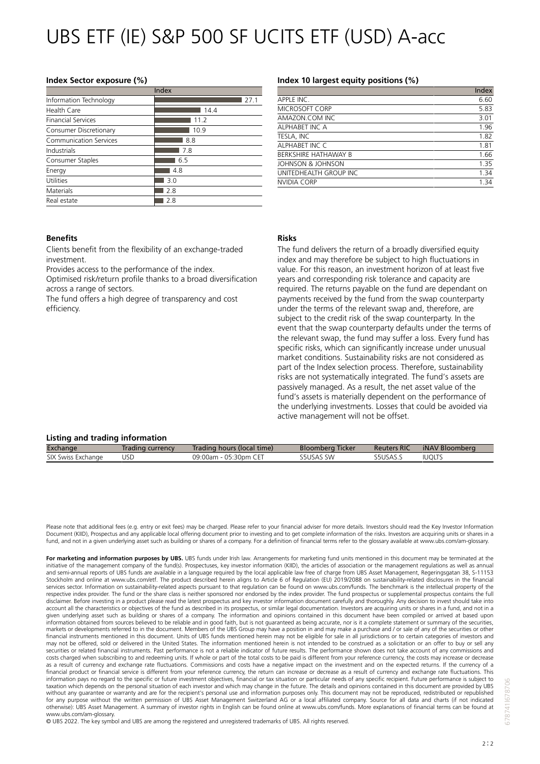**Index Sector exposure (%)**

Index

Information Technology 27.1

Health Care 14.4

Financial Services 11.2

Consumer Discretionary 10.9

Communication Services 8.8

Industrials 7.8

Consumer Staples 6.5

Energy 4.8

Utilities 3.0

Materials 2.8

Real estate 2.8

**Index 10 largest equity positions (%)**

| | Index |
|---|---|
| APPLE INC. | 6.60 |
| MICROSOFT CORP | 5.83 |
| AMAZON.COM INC | 3.01 |
| ALPHABET INC A | 1.96 |
| TESLA, INC | 1.82 |
| ALPHABET INC C | 1.81 |
| BERKSHIRE HATHAWAY B | 1.66 |
| JOHNSON & JOHNSON | 1.35 |
| UNITEDHEALTH GROUP INC | 1.34 |
| NVIDIA CORP | 1.34 |

**Benefits**

Clients benefit from the flexibility of an exchange-traded investment.
Provides access to the performance of the index.
Optimised risk/return profile thanks to a broad diversification across a range of sectors.
The fund offers a high degree of transparency and cost efficiency.

**Risks**

The fund delivers the return of a broadly diversified equity index and may therefore be subject to high fluctuations in value. For this reason, an investment horizon of at least five years and corresponding risk tolerance and capacity are required. The returns payable on the fund are dependant on payments received by the fund from the swap counterparty under the terms of the relevant swap and, therefore, are subject to the credit risk of the swap counterparty. In the event that the swap counterparty defaults under the terms of the relevant swap, the fund may suffer a loss. Every fund has specific risks, which can significantly increase under unusual market conditions. Sustainability risks are not considered as part of the Index selection process. Therefore, sustainability risks are not systematically integrated. The fund's assets are passively managed. As a result, the net asset value of the fund's assets is materially dependent on the performance of the underlying investments. Losses that could be avoided via active management will not be offset.

**Listing and trading information**

| Exchange | Trading currency | Trading hours (local time) | Bloomberg Ticker | Reuters RIC | iNAV Bloomberg |
|---|---|---|---|---|---|
| SIX Swiss Exchange | USD | 09:00am - 05:30pm CET | S5USAS SW | S5USAS.S | IUQLTS |

Please note that additional fees (e.g. entry or exit fees) may be charged. Please refer to your financial adviser for more details. Investors should read the Key Investor Information Document (KIID), Prospectus and any applicable local offering document prior to investing and to get complete information of the risks. Investors are acquiring units or shares in a fund, and not in a given underlying asset such as building or shares of a company. For a definition of financial terms refer to the glossary available at www.ubs.com/am-glossary.

**For marketing and information purposes by UBS.** UBS funds under Irish law. Arrangements for marketing fund units mentioned in this document may be terminated at the initiative of the management company of the fund(s). Prospectuses, key investor information (KIID), the articles of association or the management regulations as well as annual and semi-annual reports of UBS funds are available in a language required by the local applicable law free of charge from UBS Asset Management, Regeringsgatan 38, S-11153 Stockholm and online at www.ubs.com/etf. The product described herein aligns to Article 6 of Regulation (EU) 2019/2088 on sustainability-related disclosures in the financial services sector. Information on sustainability-related aspects pursuant to that regulation can be found on www.ubs.com/funds. The benchmark is the intellectual property of the respective index provider. The fund or the share class is neither sponsored nor endorsed by the index provider. The fund prospectus or supplemental prospectus contains the full disclaimer. Before investing in a product please read the latest prospectus and key investor information document carefully and thoroughly. Any decision to invest should take into account all the characteristics or objectives of the fund as described in its prospectus, or similar legal documentation. Investors are acquiring units or shares in a fund, and not in a given underlying asset such as building or shares of a company. The information and opinions contained in this document have been compiled or arrived at based upon information obtained from sources believed to be reliable and in good faith, but is not guaranteed as being accurate, nor is it a complete statement or summary of the securities, markets or developments referred to in the document. Members of the UBS Group may have a position in and may make a purchase and / or sale of any of the securities or other financial instruments mentioned in this document. Units of UBS funds mentioned herein may not be eligible for sale in all jurisdictions or to certain categories of investors and may not be offered, sold or delivered in the United States. The information mentioned herein is not intended to be construed as a solicitation or an offer to buy or sell any securities or related financial instruments. Past performance is not a reliable indicator of future results. The performance shown does not take account of any commissions and costs charged when subscribing to and redeeming units. If whole or part of the total costs to be paid is different from your reference currency, the costs may increase or decrease as a result of currency and exchange rate fluctuations. Commissions and costs have a negative impact on the investment and on the expected returns. If the currency of a financial product or financial service is different from your reference currency, the return can increase or decrease as a result of currency and exchange rate fluctuations. This information pays no regard to the specific or future investment objectives, financial or tax situation or particular needs of any specific recipient. Future performance is subject to taxation which depends on the personal situation of each investor and which may change in the future. The details and opinions contained in this document are provided by UBS without any guarantee or warranty and are for the recipient's personal use and information purposes only. This document may not be reproduced, redistributed or republished for any purpose without the written permission of UBS Asset Management Switzerland AG or a local affiliated company. Source for all data and charts (if not indicated otherwise): UBS Asset Management. A summary of investor rights in English can be found online at www.ubs.com/funds. More explanations of financial terms can be found at www.ubs.com/am-glossary.

© UBS 2022. The key symbol and UBS are among the registered and unregistered trademarks of UBS. All rights reserved.